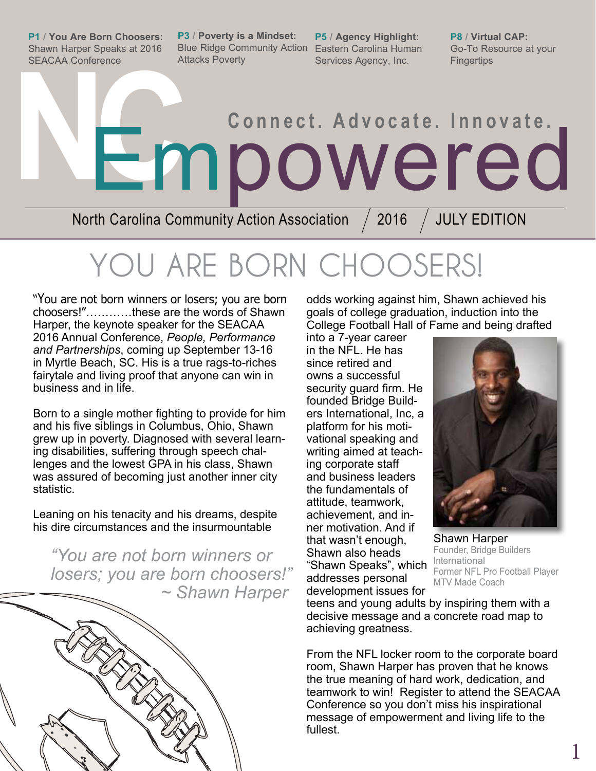**P1** / **You Are Born Choosers:** Shawn Harper Speaks at 2016 SEACAA Conference

**P3** / **Poverty is a Mindset:** Blue Ridge Community Action Attacks Poverty

**P5** / **Agency Highlight:** Eastern Carolina Human Services Agency, Inc.

**P8** / **Virtual CAP:** Go-To Resource at your Fingertips

# NC Empowered

Connect. Advocate. Innovate.

North Carolina Community Action Association / 2016 / JULY EDITION

# YOU ARE BORN CHOOSERS!

"You are not born winners or losers; you are born choosers!"............these are the words of Shawn Harper, the keynote speaker for the SEACAA 2016 Annual Conference, *People, Performance and Partnerships*, coming up September 13-16 in Myrtle Beach, SC. His is a true rags-to-riches fairytale and living proof that anyone can win in business and in life.

Born to a single mother fighting to provide for him and his five siblings in Columbus, Ohio, Shawn grew up in poverty. Diagnosed with several learning disabilities, suffering through speech challenges and the lowest GPA in his class, Shawn was assured of becoming just another inner city statistic.

Leaning on his tenacity and his dreams, despite his dire circumstances and the insurmountable odds working against him, Shawn achieved his goals of college graduation, induction into the College Football Hall of Fame and being drafted into a 7-year career in the NFL. He has since retired and owns a successful security guard firm. He founded Bridge Builders International, Inc, a platform for his motivational speaking and writing aimed at teaching corporate staff and business leaders the fundamentals of attitude, teamwork, achievement, and inner motivation. And if that wasn't enough, Shawn also heads "Shawn Speaks", which addresses personal development issues for teens and young adults by inspiring them with a decisive message and a concrete road map to achieving greatness.

> *"You are not born winners or losers; you are born choosers!"*
> *~ Shawn Harper*

Shawn Harper
Founder, Bridge Builders International
Former NFL Pro Football Player
MTV Made Coach

From the NFL locker room to the corporate board room, Shawn Harper has proven that he knows the true meaning of hard work, dedication, and teamwork to win! Register to attend the SEACAA Conference so you don't miss his inspirational message of empowerment and living life to the fullest.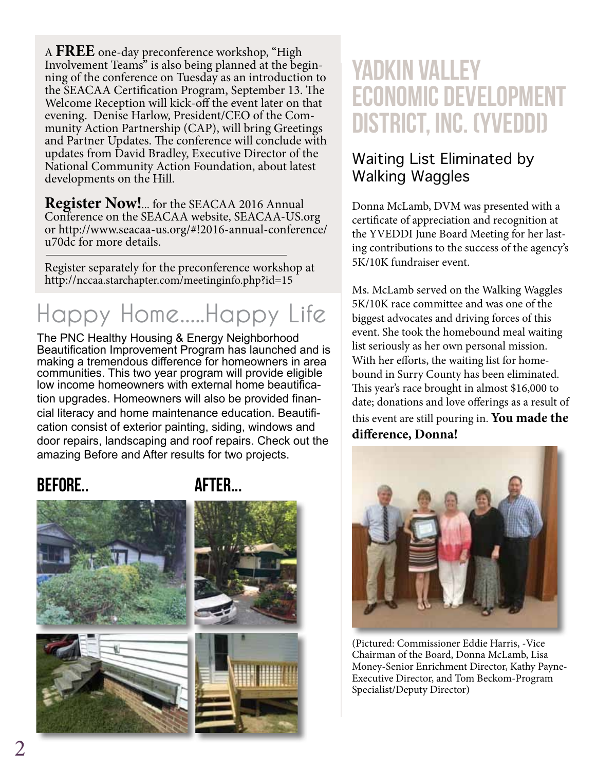A **FREE** one-day preconference workshop, "High Involvement Teams" is also being planned at the beginning of the conference on Tuesday as an introduction to the SEACAA Certification Program, September 13. The Welcome Reception will kick-off the event later on that evening. Denise Harlow, President/CEO of the Community Action Partnership (CAP), will bring Greetings and Partner Updates. The conference will conclude with updates from David Bradley, Executive Director of the National Community Action Foundation, about latest developments on the Hill.

**Register Now!**... for the SEACAA 2016 Annual Conference on the SEACAA website, SEACAA-US.org or http://www.seacaa-us.org/#!2016-annual-conference/u70dc for more details.

---

Register separately for the preconference workshop at http://nccaa.starchapter.com/meetinginfo.php?id=15

# Happy Home.....Happy Life

The PNC Healthy Housing & Energy Neighborhood Beautification Improvement Program has launched and is making a tremendous difference for homeowners in area communities. This two year program will provide eligible low income homeowners with external home beautification upgrades. Homeowners will also be provided financial literacy and home maintenance education. Beautification consist of exterior painting, siding, windows and door repairs, landscaping and roof repairs. Check out the amazing Before and After results for two projects.

**BEFORE..** **AFTER...**

# Yadkin Valley Economic Development District, Inc. (YVEDDI)

## Waiting List Eliminated by Walking Waggles

Donna McLamb, DVM was presented with a certificate of appreciation and recognition at the YVEDDI June Board Meeting for her lasting contributions to the success of the agency's 5K/10K fundraiser event.

Ms. McLamb served on the Walking Waggles 5K/10K race committee and was one of the biggest advocates and driving forces of this event. She took the homebound meal waiting list seriously as her own personal mission. With her efforts, the waiting list for homebound in Surry County has been eliminated. This year's race brought in almost $16,000 to date; donations and love offerings as a result of this event are still pouring in. **You made the difference, Donna!**

(Pictured: Commissioner Eddie Harris, -Vice Chairman of the Board, Donna McLamb, Lisa Money-Senior Enrichment Director, Kathy Payne-Executive Director, and Tom Beckom-Program Specialist/Deputy Director)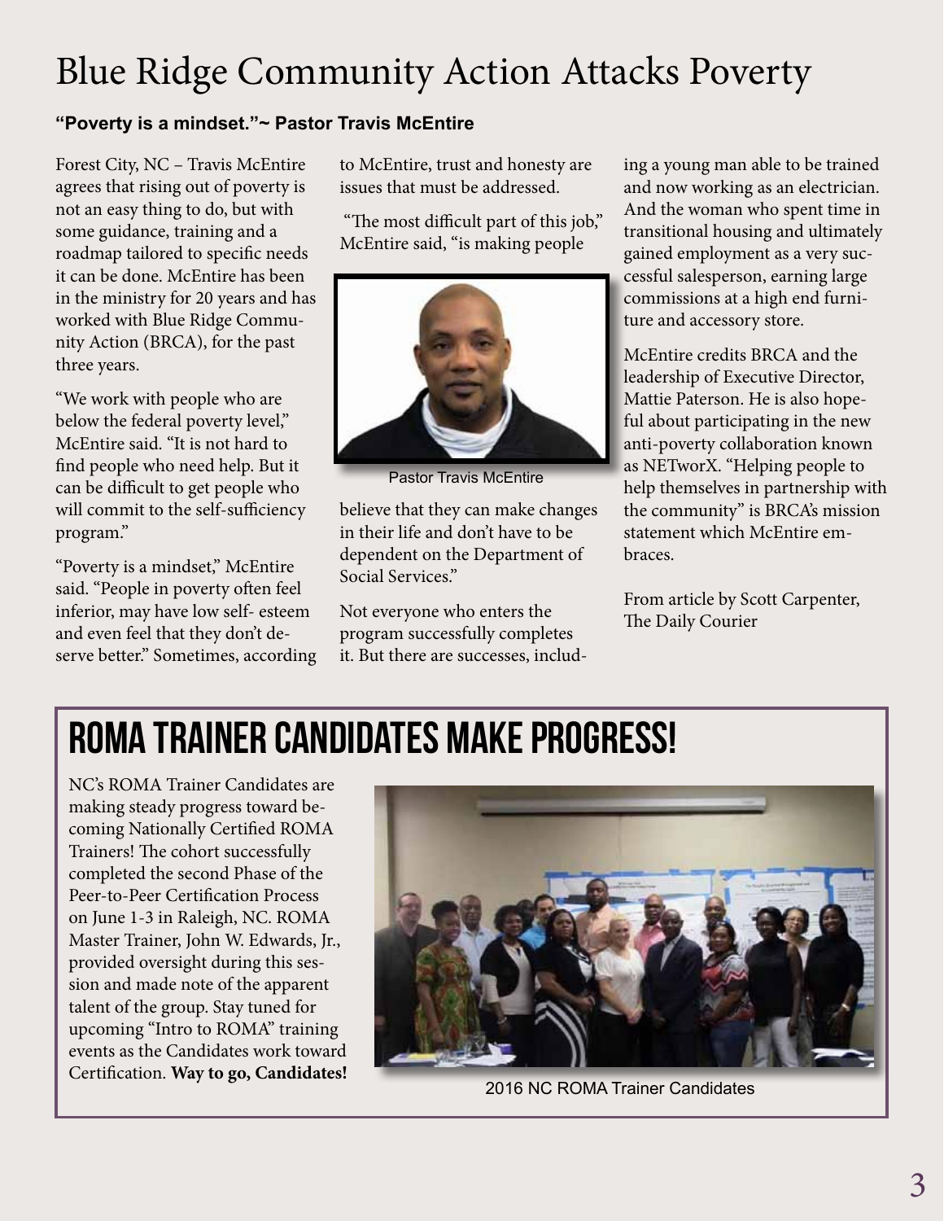# Blue Ridge Community Action Attacks Poverty

**"Poverty is a mindset."~ Pastor Travis McEntire**

Forest City, NC – Travis McEntire agrees that rising out of poverty is not an easy thing to do, but with some guidance, training and a roadmap tailored to specific needs it can be done. McEntire has been in the ministry for 20 years and has worked with Blue Ridge Community Action (BRCA), for the past three years.

"We work with people who are below the federal poverty level," McEntire said. "It is not hard to find people who need help. But it can be difficult to get people who will commit to the self-sufficiency program."

"Poverty is a mindset," McEntire said. "People in poverty often feel inferior, may have low self- esteem and even feel that they don't deserve better." Sometimes, according to McEntire, trust and honesty are issues that must be addressed.

"The most difficult part of this job," McEntire said, "is making people believe that they can make changes in their life and don't have to be dependent on the Department of Social Services."

Pastor Travis McEntire

Not everyone who enters the program successfully completes it. But there are successes, including a young man able to be trained and now working as an electrician. And the woman who spent time in transitional housing and ultimately gained employment as a very successful salesperson, earning large commissions at a high end furniture and accessory store.

McEntire credits BRCA and the leadership of Executive Director, Mattie Paterson. He is also hopeful about participating in the new anti-poverty collaboration known as NETworX. "Helping people to help themselves in partnership with the community" is BRCA's mission statement which McEntire embraces.

From article by Scott Carpenter, The Daily Courier

# ROMA Trainer Candidates Make Progress!

NC's ROMA Trainer Candidates are making steady progress toward becoming Nationally Certified ROMA Trainers! The cohort successfully completed the second Phase of the Peer-to-Peer Certification Process on June 1-3 in Raleigh, NC. ROMA Master Trainer, John W. Edwards, Jr., provided oversight during this session and made note of the apparent talent of the group. Stay tuned for upcoming "Intro to ROMA" training events as the Candidates work toward Certification. **Way to go, Candidates!**

2016 NC ROMA Trainer Candidates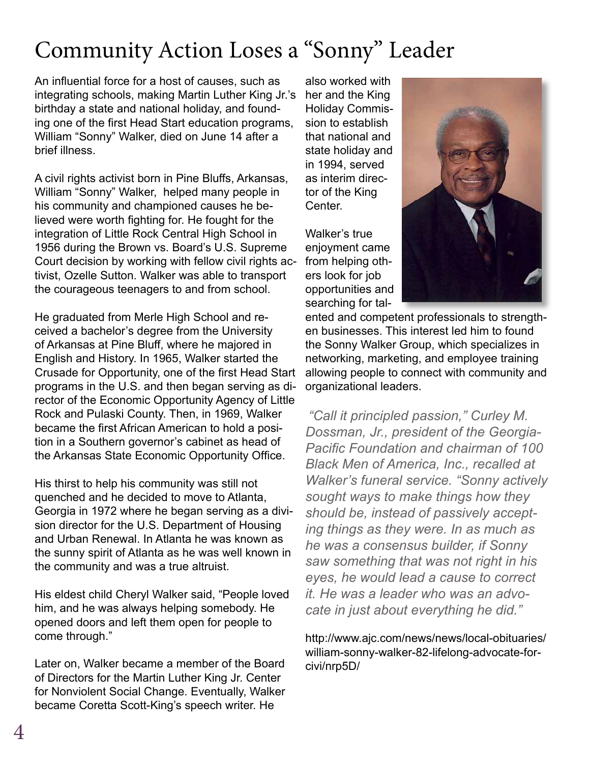# Community Action Loses a "Sonny" Leader

An influential force for a host of causes, such as integrating schools, making Martin Luther King Jr.'s birthday a state and national holiday, and founding one of the first Head Start education programs, William "Sonny" Walker, died on June 14 after a brief illness.

A civil rights activist born in Pine Bluffs, Arkansas, William "Sonny" Walker, helped many people in his community and championed causes he believed were worth fighting for. He fought for the integration of Little Rock Central High School in 1956 during the Brown vs. Board's U.S. Supreme Court decision by working with fellow civil rights activist, Ozelle Sutton. Walker was able to transport the courageous teenagers to and from school.

He graduated from Merle High School and received a bachelor's degree from the University of Arkansas at Pine Bluff, where he majored in English and History. In 1965, Walker started the Crusade for Opportunity, one of the first Head Start programs in the U.S. and then began serving as director of the Economic Opportunity Agency of Little Rock and Pulaski County. Then, in 1969, Walker became the first African American to hold a position in a Southern governor's cabinet as head of the Arkansas State Economic Opportunity Office.

His thirst to help his community was still not quenched and he decided to move to Atlanta, Georgia in 1972 where he began serving as a division director for the U.S. Department of Housing and Urban Renewal. In Atlanta he was known as the sunny spirit of Atlanta as he was well known in the community and was a true altruist.

His eldest child Cheryl Walker said, "People loved him, and he was always helping somebody. He opened doors and left them open for people to come through."

Later on, Walker became a member of the Board of Directors for the Martin Luther King Jr. Center for Nonviolent Social Change. Eventually, Walker became Coretta Scott-King's speech writer. He also worked with her and the King Holiday Commission to establish that national and state holiday and in 1994, served as interim director of the King Center.

Walker's true enjoyment came from helping others look for job opportunities and searching for talented and competent professionals to strengthen businesses. This interest led him to found the Sonny Walker Group, which specializes in networking, marketing, and employee training allowing people to connect with community and organizational leaders.

*"Call it principled passion," Curley M. Dossman, Jr., president of the Georgia-Pacific Foundation and chairman of 100 Black Men of America, Inc., recalled at Walker's funeral service. "Sonny actively sought ways to make things how they should be, instead of passively accepting things as they were. In as much as he was a consensus builder, if Sonny saw something that was not right in his eyes, he would lead a cause to correct it. He was a leader who was an advocate in just about everything he did."*

http://www.ajc.com/news/news/local-obituaries/william-sonny-walker-82-lifelong-advocate-for-civi/nrp5D/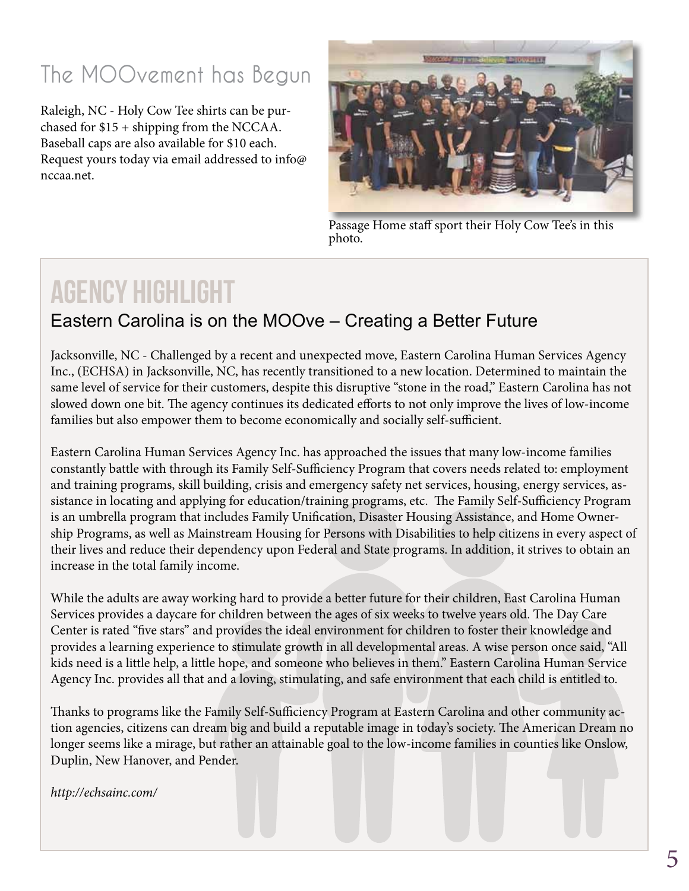## The MOOvement has Begun

Raleigh, NC - Holy Cow Tee shirts can be purchased for $15 + shipping from the NCCAA. Baseball caps are also available for $10 each. Request yours today via email addressed to info@nccaa.net.

Passage Home staff sport their Holy Cow Tee's in this photo.

# AGENCY HIGHLIGHT

## Eastern Carolina is on the MOOve – Creating a Better Future

Jacksonville, NC - Challenged by a recent and unexpected move, Eastern Carolina Human Services Agency Inc., (ECHSA) in Jacksonville, NC, has recently transitioned to a new location. Determined to maintain the same level of service for their customers, despite this disruptive "stone in the road," Eastern Carolina has not slowed down one bit. The agency continues its dedicated efforts to not only improve the lives of low-income families but also empower them to become economically and socially self-sufficient.

Eastern Carolina Human Services Agency Inc. has approached the issues that many low-income families constantly battle with through its Family Self-Sufficiency Program that covers needs related to: employment and training programs, skill building, crisis and emergency safety net services, housing, energy services, assistance in locating and applying for education/training programs, etc. The Family Self-Sufficiency Program is an umbrella program that includes Family Unification, Disaster Housing Assistance, and Home Ownership Programs, as well as Mainstream Housing for Persons with Disabilities to help citizens in every aspect of their lives and reduce their dependency upon Federal and State programs. In addition, it strives to obtain an increase in the total family income.

While the adults are away working hard to provide a better future for their children, East Carolina Human Services provides a daycare for children between the ages of six weeks to twelve years old. The Day Care Center is rated "five stars" and provides the ideal environment for children to foster their knowledge and provides a learning experience to stimulate growth in all developmental areas. A wise person once said, "All kids need is a little help, a little hope, and someone who believes in them." Eastern Carolina Human Service Agency Inc. provides all that and a loving, stimulating, and safe environment that each child is entitled to.

Thanks to programs like the Family Self-Sufficiency Program at Eastern Carolina and other community action agencies, citizens can dream big and build a reputable image in today's society. The American Dream no longer seems like a mirage, but rather an attainable goal to the low-income families in counties like Onslow, Duplin, New Hanover, and Pender.

*http://echsainc.com/*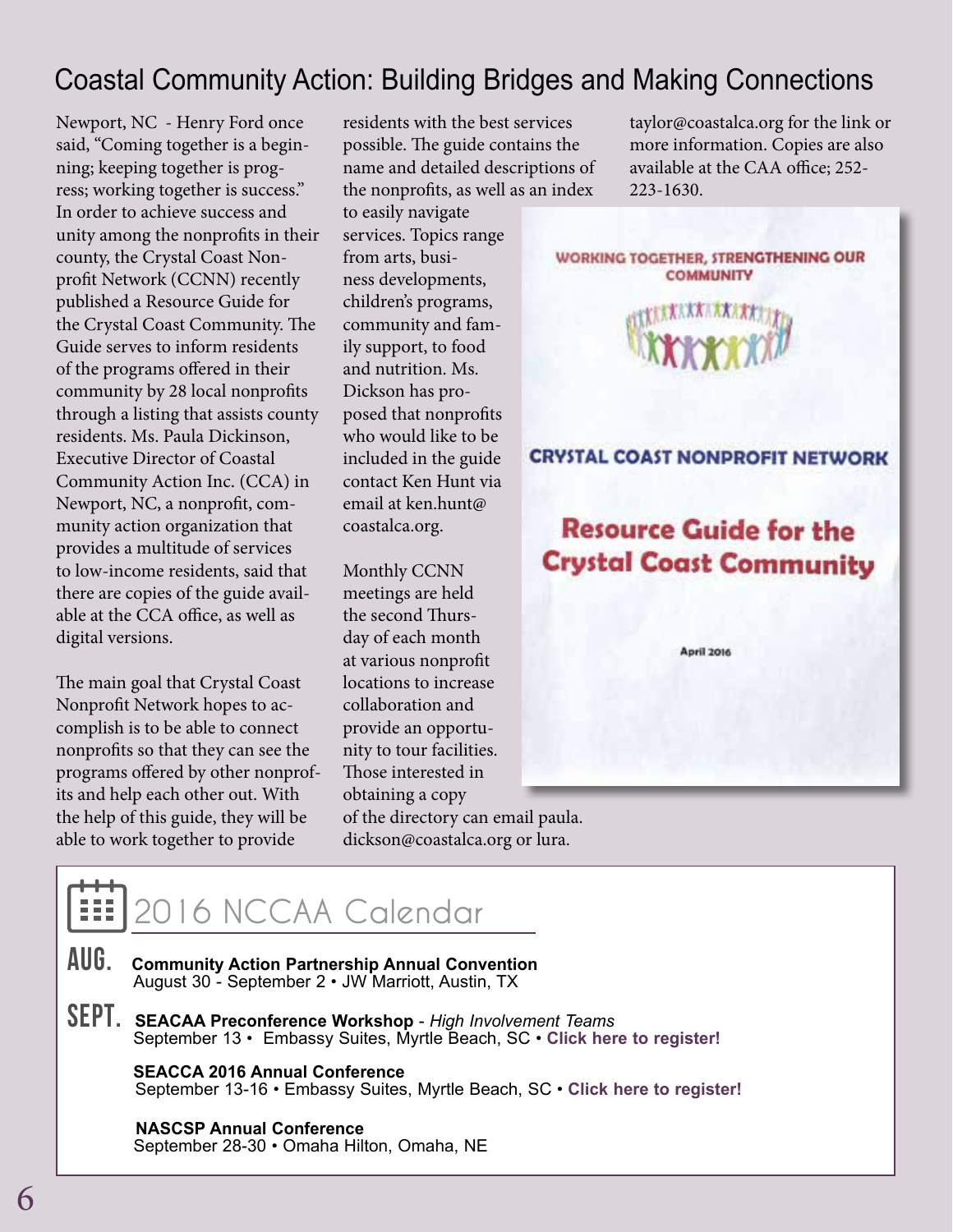## Coastal Community Action: Building Bridges and Making Connections

Newport, NC - Henry Ford once said, "Coming together is a beginning; keeping together is progress; working together is success." In order to achieve success and unity among the nonprofits in their county, the Crystal Coast Nonprofit Network (CCNN) recently published a Resource Guide for the Crystal Coast Community. The Guide serves to inform residents of the programs offered in their community by 28 local nonprofits through a listing that assists county residents. Ms. Paula Dickinson, Executive Director of Coastal Community Action Inc. (CCA) in Newport, NC, a nonprofit, community action organization that provides a multitude of services to low-income residents, said that there are copies of the guide available at the CCA office, as well as digital versions.

The main goal that Crystal Coast Nonprofit Network hopes to accomplish is to be able to connect nonprofits so that they can see the programs offered by other nonprofits and help each other out. With the help of this guide, they will be able to work together to provide residents with the best services possible. The guide contains the name and detailed descriptions of the nonprofits, as well as an index to easily navigate services. Topics range from arts, business developments, children's programs, community and family support, to food and nutrition. Ms. Dickson has proposed that nonprofits who would like to be included in the guide contact Ken Hunt via email at ken.hunt@coastalca.org.

Monthly CCNN meetings are held the second Thursday of each month at various nonprofit locations to increase collaboration and provide an opportunity to tour facilities. Those interested in obtaining a copy of the directory can email paula.dickson@coastalca.org or lura.taylor@coastalca.org for the link or more information. Copies are also available at the CAA office; 252-223-1630.

WORKING TOGETHER, STRENGTHENING OUR COMMUNITY

CRYSTAL COAST NONPROFIT NETWORK

Resource Guide for the Crystal Coast Community

April 2016

## 2016 NCCAA Calendar

**AUG.**

**Community Action Partnership Annual Convention**
August 30 - September 2 • JW Marriott, Austin, TX

**SEPT.**

**SEACAA Preconference Workshop** - *High Involvement Teams*
September 13 • Embassy Suites, Myrtle Beach, SC • **Click here to register!**

**SEACCA 2016 Annual Conference**
September 13-16 • Embassy Suites, Myrtle Beach, SC • **Click here to register!**

**NASCSP Annual Conference**
September 28-30 • Omaha Hilton, Omaha, NE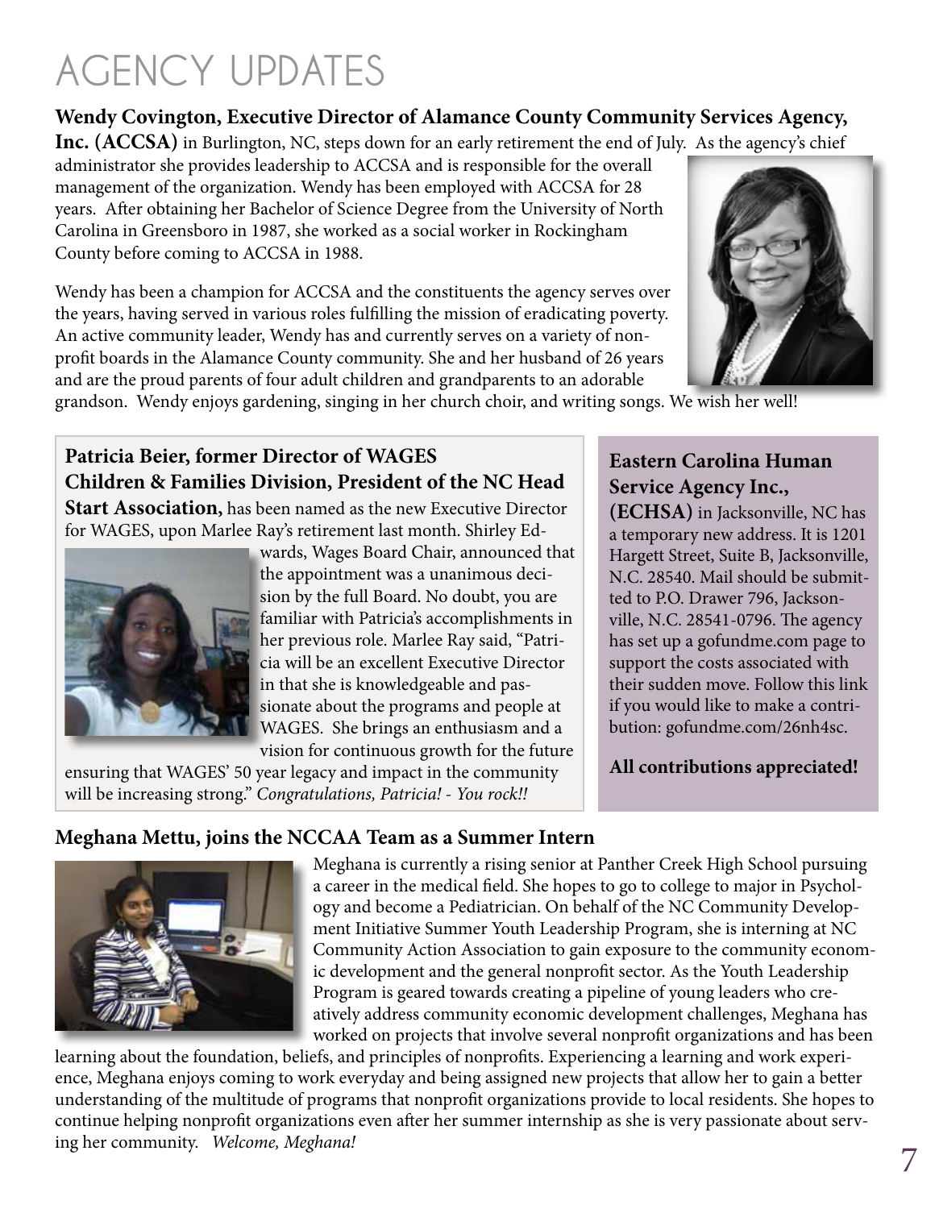# AGENCY UPDATES

**Wendy Covington, Executive Director of Alamance County Community Services Agency, Inc. (ACCSA)** in Burlington, NC, steps down for an early retirement the end of July. As the agency's chief administrator she provides leadership to ACCSA and is responsible for the overall management of the organization. Wendy has been employed with ACCSA for 28 years. After obtaining her Bachelor of Science Degree from the University of North Carolina in Greensboro in 1987, she worked as a social worker in Rockingham County before coming to ACCSA in 1988.

Wendy has been a champion for ACCSA and the constituents the agency serves over the years, having served in various roles fulfilling the mission of eradicating poverty. An active community leader, Wendy has and currently serves on a variety of non-profit boards in the Alamance County community. She and her husband of 26 years and are the proud parents of four adult children and grandparents to an adorable grandson. Wendy enjoys gardening, singing in her church choir, and writing songs. We wish her well!

**Patricia Beier, former Director of WAGES Children & Families Division, President of the NC Head Start Association,** has been named as the new Executive Director for WAGES, upon Marlee Ray's retirement last month. Shirley Edwards, Wages Board Chair, announced that the appointment was a unanimous decision by the full Board. No doubt, you are familiar with Patricia's accomplishments in her previous role. Marlee Ray said, "Patricia will be an excellent Executive Director in that she is knowledgeable and passionate about the programs and people at WAGES. She brings an enthusiasm and a vision for continuous growth for the future ensuring that WAGES' 50 year legacy and impact in the community will be increasing strong." *Congratulations, Patricia! - You rock!!*

**Eastern Carolina Human Service Agency Inc., (ECHSA)** in Jacksonville, NC has a temporary new address. It is 1201 Hargett Street, Suite B, Jacksonville, N.C. 28540. Mail should be submitted to P.O. Drawer 796, Jacksonville, N.C. 28541-0796. The agency has set up a gofundme.com page to support the costs associated with their sudden move. Follow this link if you would like to make a contribution: gofundme.com/26nh4sc.

**All contributions appreciated!**

**Meghana Mettu, joins the NCCAA Team as a Summer Intern**

Meghana is currently a rising senior at Panther Creek High School pursuing a career in the medical field. She hopes to go to college to major in Psychology and become a Pediatrician. On behalf of the NC Community Development Initiative Summer Youth Leadership Program, she is interning at NC Community Action Association to gain exposure to the community economic development and the general nonprofit sector. As the Youth Leadership Program is geared towards creating a pipeline of young leaders who creatively address community economic development challenges, Meghana has worked on projects that involve several nonprofit organizations and has been learning about the foundation, beliefs, and principles of nonprofits. Experiencing a learning and work experience, Meghana enjoys coming to work everyday and being assigned new projects that allow her to gain a better understanding of the multitude of programs that nonprofit organizations provide to local residents. She hopes to continue helping nonprofit organizations even after her summer internship as she is very passionate about serving her community. *Welcome, Meghana!*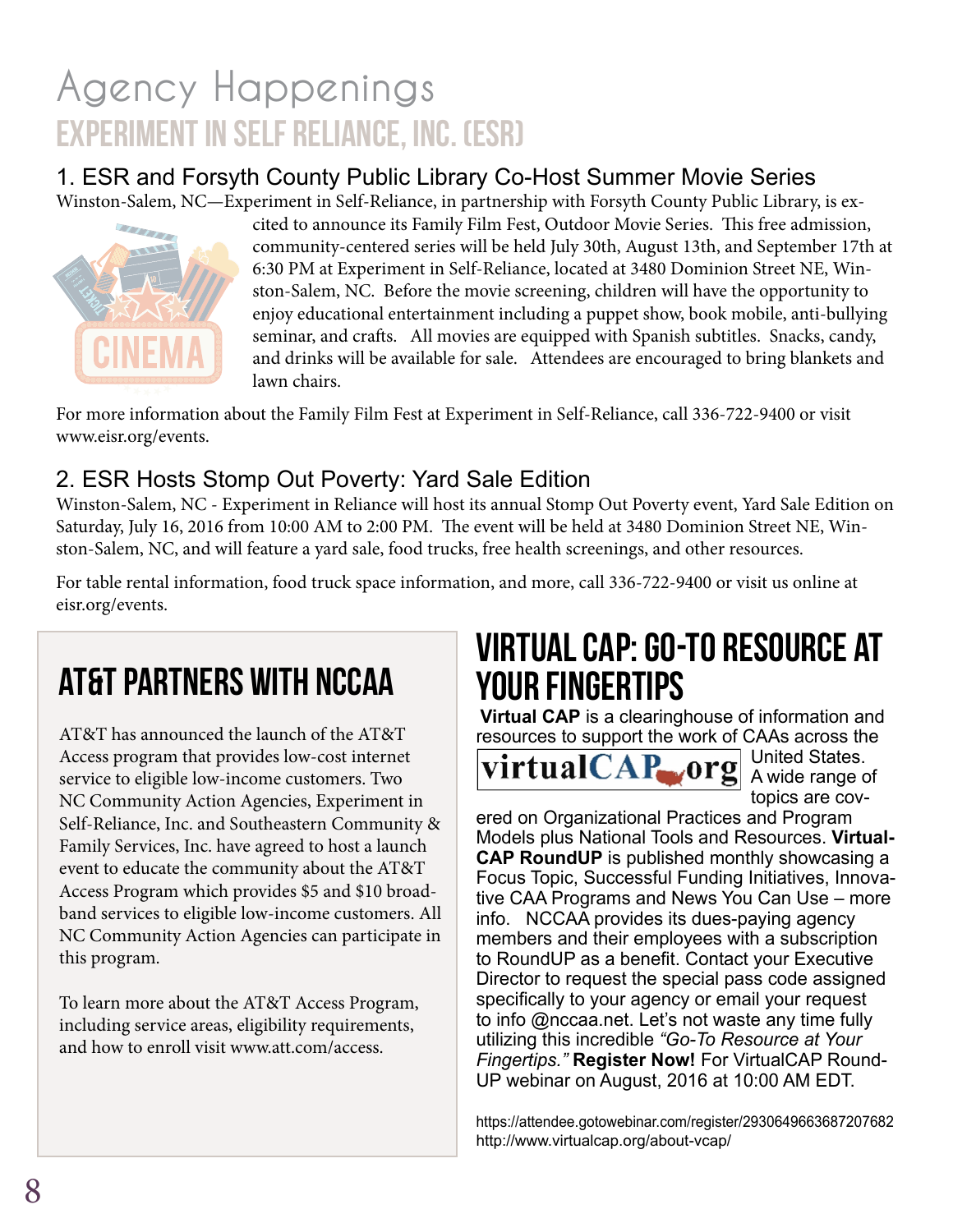# Agency Happenings

## EXPERIMENT IN SELF RELIANCE, INC. (ESR)

### 1. ESR and Forsyth County Public Library Co-Host Summer Movie Series

Winston-Salem, NC—Experiment in Self-Reliance, in partnership with Forsyth County Public Library, is excited to announce its Family Film Fest, Outdoor Movie Series. This free admission, community-centered series will be held July 30th, August 13th, and September 17th at 6:30 PM at Experiment in Self-Reliance, located at 3480 Dominion Street NE, Winston-Salem, NC. Before the movie screening, children will have the opportunity to enjoy educational entertainment including a puppet show, book mobile, anti-bullying seminar, and crafts. All movies are equipped with Spanish subtitles. Snacks, candy, and drinks will be available for sale. Attendees are encouraged to bring blankets and lawn chairs.

For more information about the Family Film Fest at Experiment in Self-Reliance, call 336-722-9400 or visit www.eisr.org/events.

### 2. ESR Hosts Stomp Out Poverty: Yard Sale Edition

Winston-Salem, NC - Experiment in Reliance will host its annual Stomp Out Poverty event, Yard Sale Edition on Saturday, July 16, 2016 from 10:00 AM to 2:00 PM. The event will be held at 3480 Dominion Street NE, Winston-Salem, NC, and will feature a yard sale, food trucks, free health screenings, and other resources.

For table rental information, food truck space information, and more, call 336-722-9400 or visit us online at eisr.org/events.

## AT&T PARTNERS WITH NCCAA

AT&T has announced the launch of the AT&T Access program that provides low-cost internet service to eligible low-income customers. Two NC Community Action Agencies, Experiment in Self-Reliance, Inc. and Southeastern Community & Family Services, Inc. have agreed to host a launch event to educate the community about the AT&T Access Program which provides $5 and $10 broadband services to eligible low-income customers. All NC Community Action Agencies can participate in this program.

To learn more about the AT&T Access Program, including service areas, eligibility requirements, and how to enroll visit www.att.com/access.

## VIRTUAL CAP: GO-TO RESOURCE AT YOUR FINGERTIPS

**Virtual CAP** is a clearinghouse of information and resources to support the work of CAAs across the United States. A wide range of topics are covered on Organizational Practices and Program Models plus National Tools and Resources. **VirtualCAP RoundUP** is published monthly showcasing a Focus Topic, Successful Funding Initiatives, Innovative CAA Programs and News You Can Use – more info. NCCAA provides its dues-paying agency members and their employees with a subscription to RoundUP as a benefit. Contact your Executive Director to request the special pass code assigned specifically to your agency or email your request to info @nccaa.net. Let's not waste any time fully utilizing this incredible *"Go-To Resource at Your Fingertips."* **Register Now!** For VirtualCAP RoundUP webinar on August, 2016 at 10:00 AM EDT.

https://attendee.gotowebinar.com/register/2930649663687207682
http://www.virtualcap.org/about-vcap/